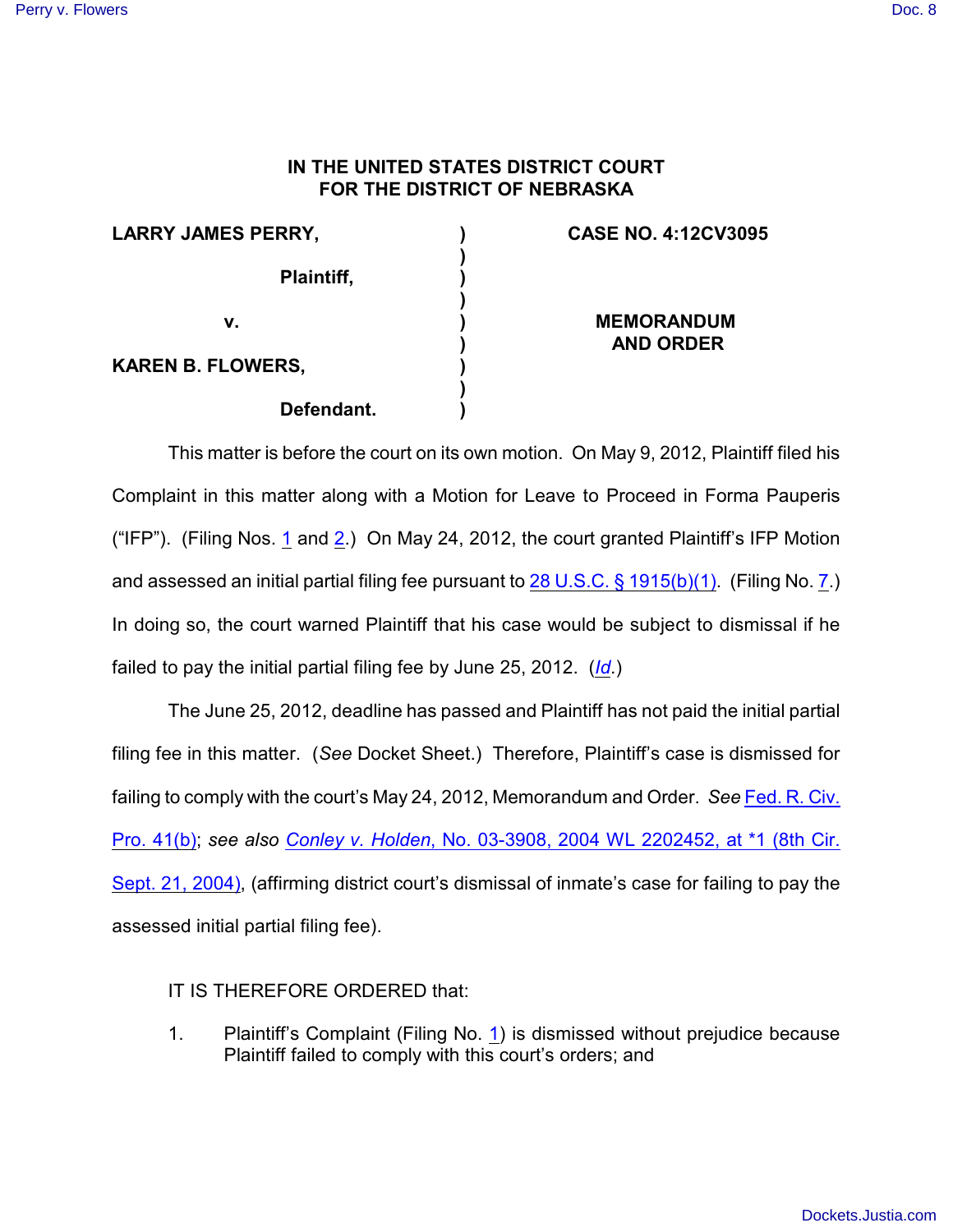**IN THE UNITED STATES DISTRICT COURT**
**FOR THE DISTRICT OF NEBRASKA**

| | | |
|---|---|---|
| **LARRY JAMES PERRY,** | ) | **CASE NO. 4:12CV3095** |
| | ) | |
| **Plaintiff,** | ) | |
| | ) | |
| **v.** | ) | **MEMORANDUM AND ORDER** |
| | ) | |
| **KAREN B. FLOWERS,** | ) | |
| | ) | |
| **Defendant.** | ) | |

This matter is before the court on its own motion. On May 9, 2012, Plaintiff filed his Complaint in this matter along with a Motion for Leave to Proceed in Forma Pauperis ("IFP"). (Filing Nos. 1 and 2.) On May 24, 2012, the court granted Plaintiff's IFP Motion and assessed an initial partial filing fee pursuant to 28 U.S.C. § 1915(b)(1). (Filing No. 7.) In doing so, the court warned Plaintiff that his case would be subject to dismissal if he failed to pay the initial partial filing fee by June 25, 2012. (*Id*.)

The June 25, 2012, deadline has passed and Plaintiff has not paid the initial partial filing fee in this matter. (*See* Docket Sheet.) Therefore, Plaintiff's case is dismissed for failing to comply with the court's May 24, 2012, Memorandum and Order. *See* Fed. R. Civ. Pro. 41(b); *see also* *Conley v. Holden*, No. 03-3908, 2004 WL 2202452, at *1 (8th Cir. Sept. 21, 2004), (affirming district court's dismissal of inmate's case for failing to pay the assessed initial partial filing fee).

IT IS THEREFORE ORDERED that:

1. Plaintiff's Complaint (Filing No. 1) is dismissed without prejudice because Plaintiff failed to comply with this court's orders; and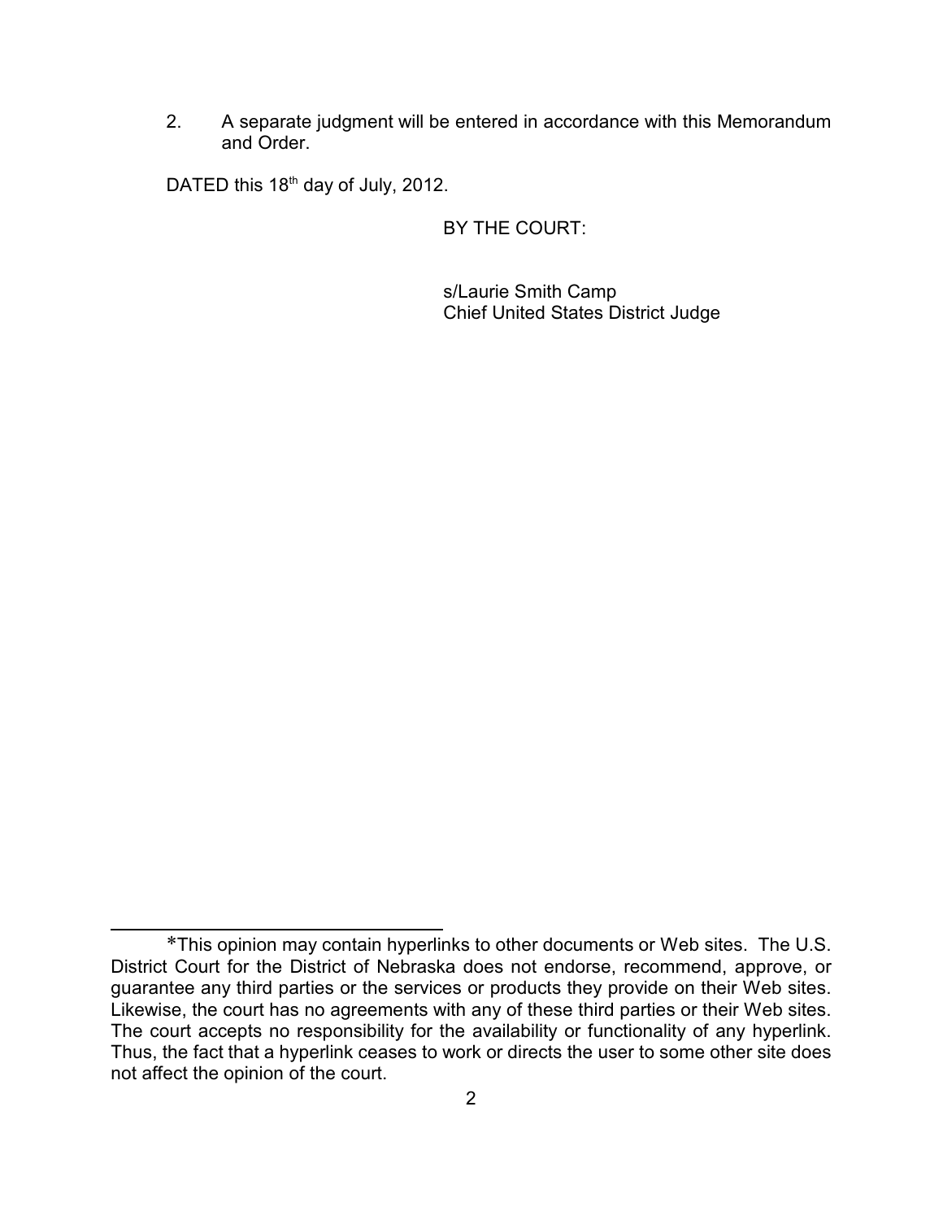2. A separate judgment will be entered in accordance with this Memorandum and Order.

DATED this 18th day of July, 2012.

BY THE COURT:

s/Laurie Smith Camp
Chief United States District Judge

---

*This opinion may contain hyperlinks to other documents or Web sites. The U.S. District Court for the District of Nebraska does not endorse, recommend, approve, or guarantee any third parties or the services or products they provide on their Web sites. Likewise, the court has no agreements with any of these third parties or their Web sites. The court accepts no responsibility for the availability or functionality of any hyperlink. Thus, the fact that a hyperlink ceases to work or directs the user to some other site does not affect the opinion of the court.